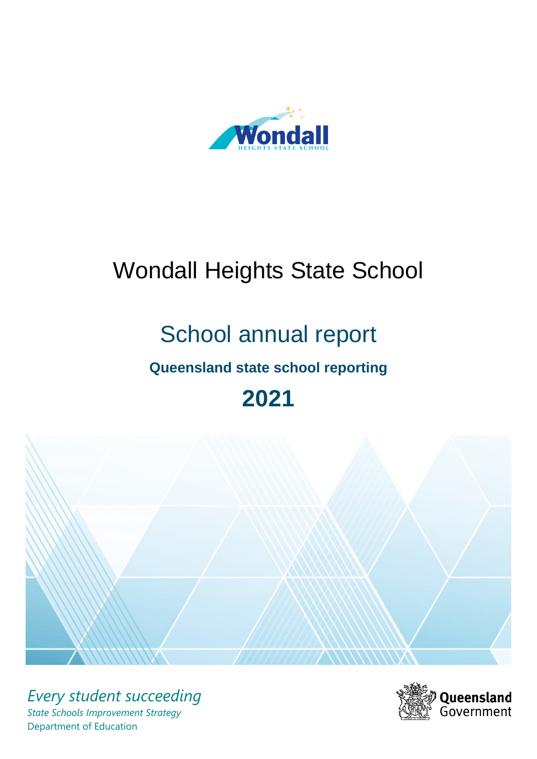# Wondall Heights State School

## School annual report

**Queensland state school reporting**

**2021**

*Every student succeeding*

*State Schools Improvement Strategy*

Department of Education

Queensland Government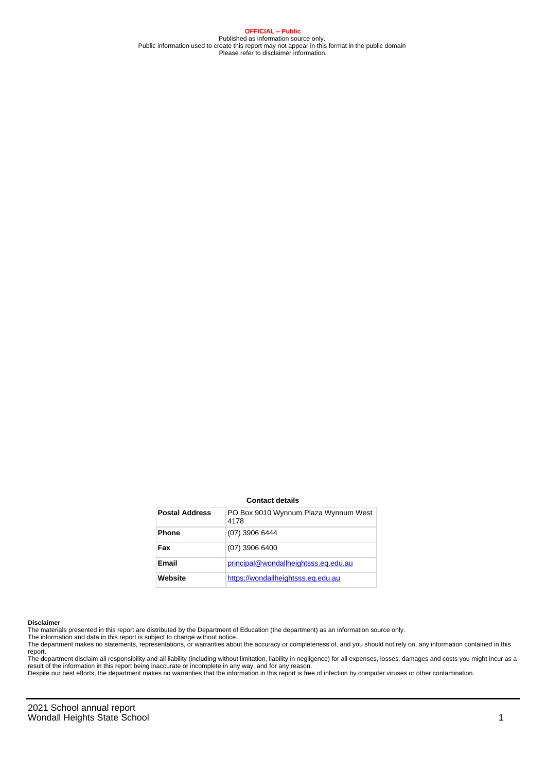**OFFICIAL – Public**

Published as information source only.

Public information used to create this report may not appear in this format in the public domain

Please refer to disclaimer information.

**Contact details**

| **Postal Address** | PO Box 9010 Wynnum Plaza Wynnum West 4178 |
|---|---|
| **Phone** | (07) 3906 6444 |
| **Fax** | (07) 3906 6400 |
| **Email** | principal@wondallheightsss.eq.edu.au |
| **Website** | https://wondallheightsss.eq.edu.au |

**Disclaimer**

The materials presented in this report are distributed by the Department of Education (the department) as an information source only.

The information and data in this report is subject to change without notice.

The department makes no statements, representations, or warranties about the accuracy or completeness of, and you should not rely on, any information contained in this report.

The department disclaim all responsibility and all liability (including without limitation, liability in negligence) for all expenses, losses, damages and costs you might incur as a result of the information in this report being inaccurate or incomplete in any way, and for any reason.

Despite our best efforts, the department makes no warranties that the information in this report is free of infection by computer viruses or other contamination.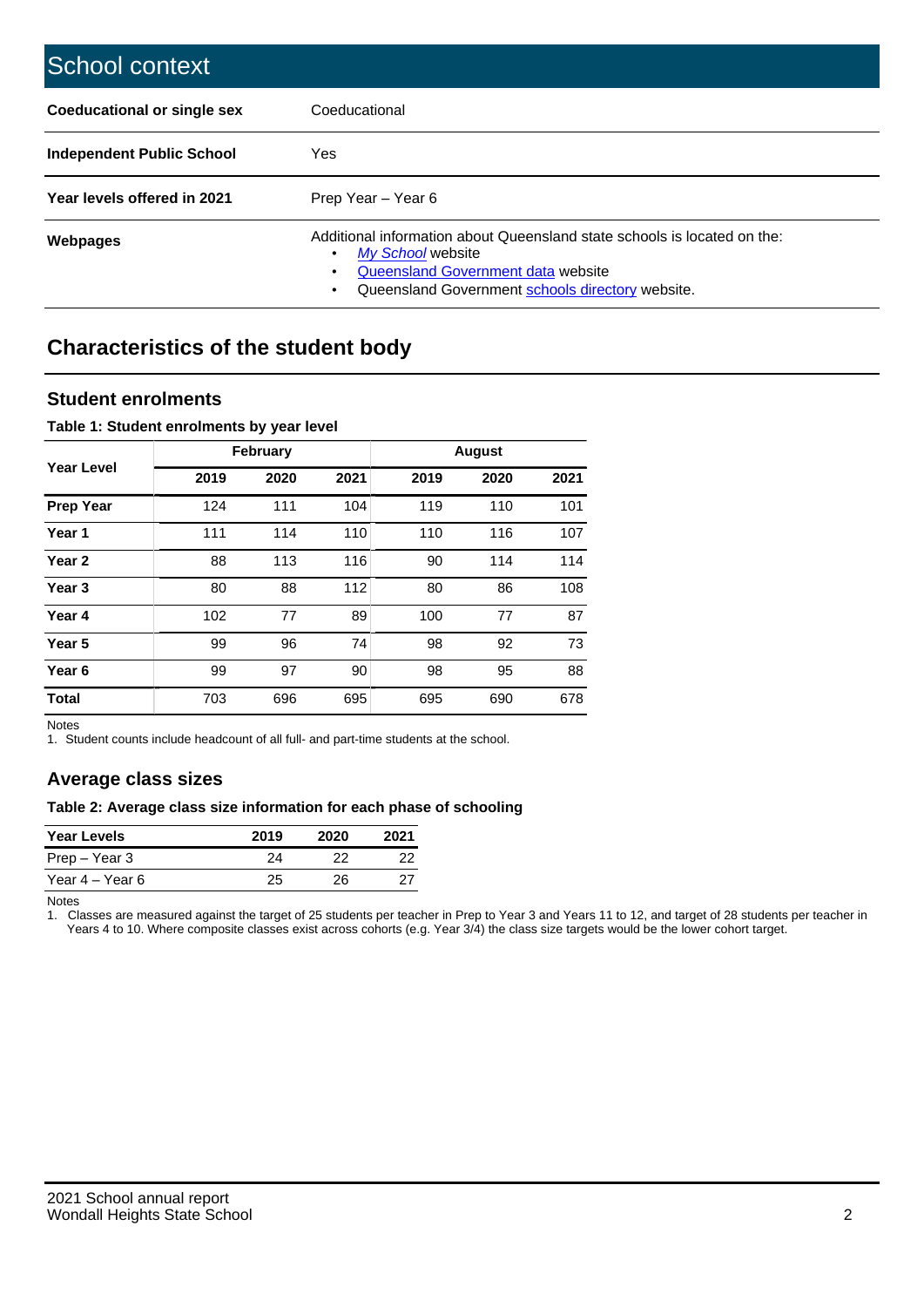# School context

| | |
|---|---|
| **Coeducational or single sex** | Coeducational |
| **Independent Public School** | Yes |
| **Year levels offered in 2021** | Prep Year – Year 6 |
| **Webpages** | Additional information about Queensland state schools is located on the:<br>• *My School* website<br>• Queensland Government data website<br>• Queensland Government schools directory website. |

## Characteristics of the student body

### Student enrolments

**Table 1: Student enrolments by year level**

| Year Level | February | | | August | | |
|---|---|---|---|---|---|---|
| | 2019 | 2020 | 2021 | 2019 | 2020 | 2021 |
| **Prep Year** | 124 | 111 | 104 | 119 | 110 | 101 |
| **Year 1** | 111 | 114 | 110 | 110 | 116 | 107 |
| **Year 2** | 88 | 113 | 116 | 90 | 114 | 114 |
| **Year 3** | 80 | 88 | 112 | 80 | 86 | 108 |
| **Year 4** | 102 | 77 | 89 | 100 | 77 | 87 |
| **Year 5** | 99 | 96 | 74 | 98 | 92 | 73 |
| **Year 6** | 99 | 97 | 90 | 98 | 95 | 88 |
| **Total** | 703 | 696 | 695 | 695 | 690 | 678 |

Notes
1. Student counts include headcount of all full- and part-time students at the school.

### Average class sizes

**Table 2: Average class size information for each phase of schooling**

| Year Levels | 2019 | 2020 | 2021 |
|---|---|---|---|
| Prep – Year 3 | 24 | 22 | 22 |
| Year 4 – Year 6 | 25 | 26 | 27 |

Notes
1. Classes are measured against the target of 25 students per teacher in Prep to Year 3 and Years 11 to 12, and target of 28 students per teacher in Years 4 to 10. Where composite classes exist across cohorts (e.g. Year 3/4) the class size targets would be the lower cohort target.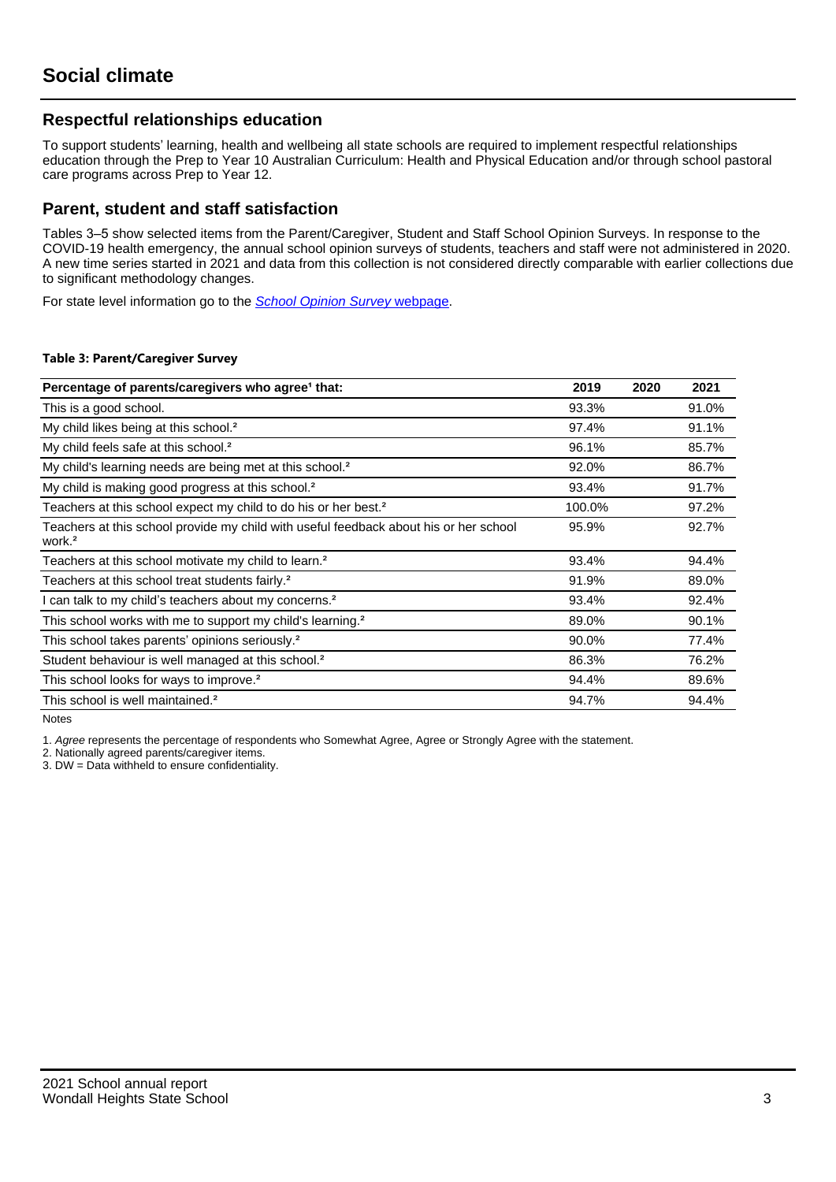# Social climate

## Respectful relationships education

To support students' learning, health and wellbeing all state schools are required to implement respectful relationships education through the Prep to Year 10 Australian Curriculum: Health and Physical Education and/or through school pastoral care programs across Prep to Year 12.

## Parent, student and staff satisfaction

Tables 3–5 show selected items from the Parent/Caregiver, Student and Staff School Opinion Surveys. In response to the COVID-19 health emergency, the annual school opinion surveys of students, teachers and staff were not administered in 2020. A new time series started in 2021 and data from this collection is not considered directly comparable with earlier collections due to significant methodology changes.

For state level information go to the *School Opinion Survey* webpage.

**Table 3: Parent/Caregiver Survey**

| Percentage of parents/caregivers who agree[1] that: | 2019 | 2020 | 2021 |
|---|---|---|---|
| This is a good school. | 93.3% | | 91.0% |
| My child likes being at this school.[2] | 97.4% | | 91.1% |
| My child feels safe at this school.[2] | 96.1% | | 85.7% |
| My child's learning needs are being met at this school.[2] | 92.0% | | 86.7% |
| My child is making good progress at this school.[2] | 93.4% | | 91.7% |
| Teachers at this school expect my child to do his or her best.[2] | 100.0% | | 97.2% |
| Teachers at this school provide my child with useful feedback about his or her school work.[2] | 95.9% | | 92.7% |
| Teachers at this school motivate my child to learn.[2] | 93.4% | | 94.4% |
| Teachers at this school treat students fairly.[2] | 91.9% | | 89.0% |
| I can talk to my child's teachers about my concerns.[2] | 93.4% | | 92.4% |
| This school works with me to support my child's learning.[2] | 89.0% | | 90.1% |
| This school takes parents' opinions seriously.[2] | 90.0% | | 77.4% |
| Student behaviour is well managed at this school.[2] | 86.3% | | 76.2% |
| This school looks for ways to improve.[2] | 94.4% | | 89.6% |
| This school is well maintained.[2] | 94.7% | | 94.4% |

Notes

1. *Agree* represents the percentage of respondents who Somewhat Agree, Agree or Strongly Agree with the statement.
2. Nationally agreed parents/caregiver items.
3. DW = Data withheld to ensure confidentiality.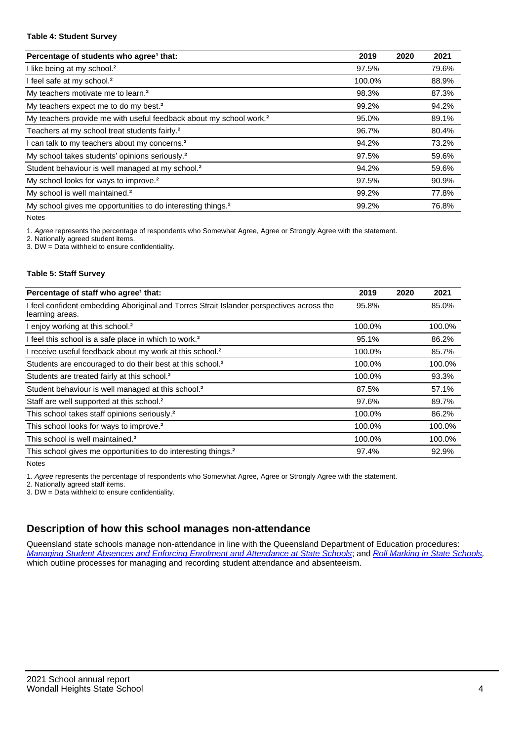**Table 4: Student Survey**

| Percentage of students who agree[1] that: | 2019 | 2020 | 2021 |
|---|---|---|---|
| I like being at my school.[2] | 97.5% | | 79.6% |
| I feel safe at my school.[2] | 100.0% | | 88.9% |
| My teachers motivate me to learn.[2] | 98.3% | | 87.3% |
| My teachers expect me to do my best.[2] | 99.2% | | 94.2% |
| My teachers provide me with useful feedback about my school work.[2] | 95.0% | | 89.1% |
| Teachers at my school treat students fairly.[2] | 96.7% | | 80.4% |
| I can talk to my teachers about my concerns.[2] | 94.2% | | 73.2% |
| My school takes students' opinions seriously.[2] | 97.5% | | 59.6% |
| Student behaviour is well managed at my school.[2] | 94.2% | | 59.6% |
| My school looks for ways to improve.[2] | 97.5% | | 90.9% |
| My school is well maintained.[2] | 99.2% | | 77.8% |
| My school gives me opportunities to do interesting things.[2] | 99.2% | | 76.8% |

Notes

1. *Agree* represents the percentage of respondents who Somewhat Agree, Agree or Strongly Agree with the statement.
2. Nationally agreed student items.
3. DW = Data withheld to ensure confidentiality.

**Table 5: Staff Survey**

| Percentage of staff who agree[1] that: | 2019 | 2020 | 2021 |
|---|---|---|---|
| I feel confident embedding Aboriginal and Torres Strait Islander perspectives across the learning areas. | 95.8% | | 85.0% |
| I enjoy working at this school.[2] | 100.0% | | 100.0% |
| I feel this school is a safe place in which to work.[2] | 95.1% | | 86.2% |
| I receive useful feedback about my work at this school.[2] | 100.0% | | 85.7% |
| Students are encouraged to do their best at this school.[2] | 100.0% | | 100.0% |
| Students are treated fairly at this school.[2] | 100.0% | | 93.3% |
| Student behaviour is well managed at this school.[2] | 87.5% | | 57.1% |
| Staff are well supported at this school.[2] | 97.6% | | 89.7% |
| This school takes staff opinions seriously.[2] | 100.0% | | 86.2% |
| This school looks for ways to improve.[2] | 100.0% | | 100.0% |
| This school is well maintained.[2] | 100.0% | | 100.0% |
| This school gives me opportunities to do interesting things.[2] | 97.4% | | 92.9% |

Notes

1. *Agree* represents the percentage of respondents who Somewhat Agree, Agree or Strongly Agree with the statement.
2. Nationally agreed staff items.
3. DW = Data withheld to ensure confidentiality.

## Description of how this school manages non-attendance

Queensland state schools manage non-attendance in line with the Queensland Department of Education procedures: *Managing Student Absences and Enforcing Enrolment and Attendance at State Schools*; and *Roll Marking in State Schools*, which outline processes for managing and recording student attendance and absenteeism.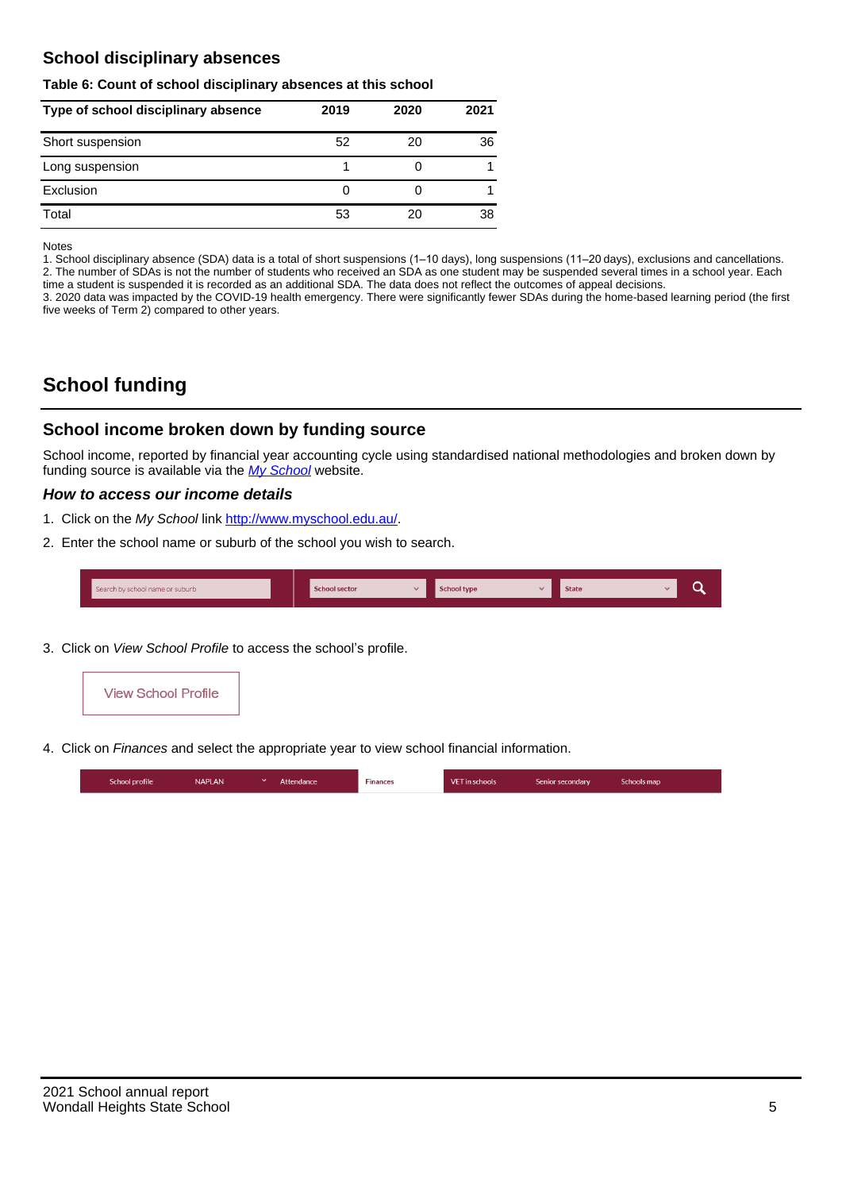## School disciplinary absences

**Table 6: Count of school disciplinary absences at this school**

| Type of school disciplinary absence | 2019 | 2020 | 2021 |
|---|---|---|---|
| Short suspension | 52 | 20 | 36 |
| Long suspension | 1 | 0 | 1 |
| Exclusion | 0 | 0 | 1 |
| Total | 53 | 20 | 38 |

Notes

1. School disciplinary absence (SDA) data is a total of short suspensions (1–10 days), long suspensions (11–20 days), exclusions and cancellations.
2. The number of SDAs is not the number of students who received an SDA as one student may be suspended several times in a school year. Each time a student is suspended it is recorded as an additional SDA. The data does not reflect the outcomes of appeal decisions.
3. 2020 data was impacted by the COVID-19 health emergency. There were significantly fewer SDAs during the home-based learning period (the first five weeks of Term 2) compared to other years.

# School funding

## School income broken down by funding source

School income, reported by financial year accounting cycle using standardised national methodologies and broken down by funding source is available via the *My School* website.

### *How to access our income details*

1. Click on the *My School* link http://www.myschool.edu.au/.
2. Enter the school name or suburb of the school you wish to search.

Search by school name or suburb | School sector | School type | State

3. Click on *View School Profile* to access the school's profile.

View School Profile

4. Click on *Finances* and select the appropriate year to view school financial information.

School profile | NAPLAN | Attendance | Finances | VET in schools | Senior secondary | Schools map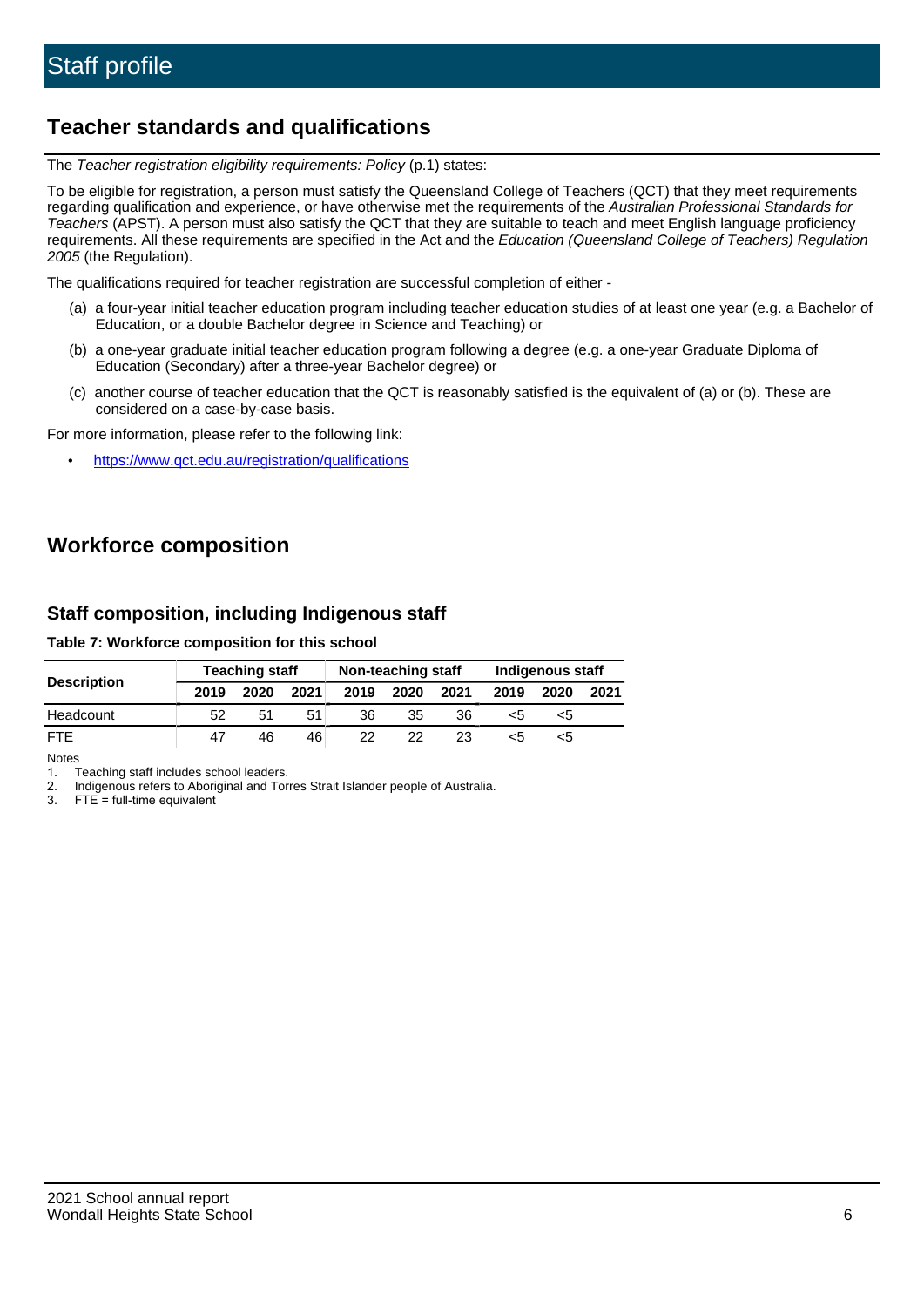# Staff profile

## Teacher standards and qualifications

The *Teacher registration eligibility requirements: Policy* (p.1) states:

To be eligible for registration, a person must satisfy the Queensland College of Teachers (QCT) that they meet requirements regarding qualification and experience, or have otherwise met the requirements of the *Australian Professional Standards for Teachers* (APST). A person must also satisfy the QCT that they are suitable to teach and meet English language proficiency requirements. All these requirements are specified in the Act and the *Education (Queensland College of Teachers) Regulation 2005* (the Regulation).

The qualifications required for teacher registration are successful completion of either -

(a) a four-year initial teacher education program including teacher education studies of at least one year (e.g. a Bachelor of Education, or a double Bachelor degree in Science and Teaching) or

(b) a one-year graduate initial teacher education program following a degree (e.g. a one-year Graduate Diploma of Education (Secondary) after a three-year Bachelor degree) or

(c) another course of teacher education that the QCT is reasonably satisfied is the equivalent of (a) or (b). These are considered on a case-by-case basis.

For more information, please refer to the following link:

- https://www.qct.edu.au/registration/qualifications

## Workforce composition

### Staff composition, including Indigenous staff

**Table 7: Workforce composition for this school**

| Description | Teaching staff | | | Non-teaching staff | | | Indigenous staff | | |
|---|---|---|---|---|---|---|---|---|---|
| | 2019 | 2020 | 2021 | 2019 | 2020 | 2021 | 2019 | 2020 | 2021 |
| Headcount | 52 | 51 | 51 | 36 | 35 | 36 | <5 | <5 | |
| FTE | 47 | 46 | 46 | 22 | 22 | 23 | <5 | <5 | |

Notes

1. Teaching staff includes school leaders.
2. Indigenous refers to Aboriginal and Torres Strait Islander people of Australia.
3. FTE = full-time equivalent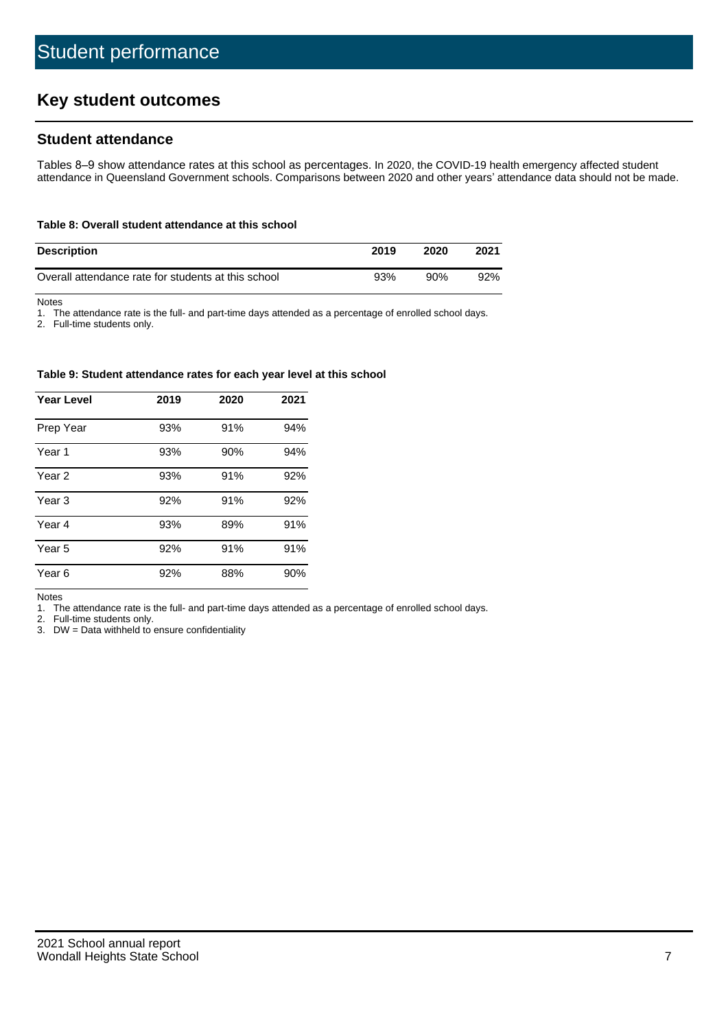# Student performance

## Key student outcomes

### Student attendance

Tables 8–9 show attendance rates at this school as percentages. In 2020, the COVID-19 health emergency affected student attendance in Queensland Government schools. Comparisons between 2020 and other years' attendance data should not be made.

**Table 8: Overall student attendance at this school**

| Description | 2019 | 2020 | 2021 |
|---|---|---|---|
| Overall attendance rate for students at this school | 93% | 90% | 92% |

Notes
1. The attendance rate is the full- and part-time days attended as a percentage of enrolled school days.
2. Full-time students only.

**Table 9: Student attendance rates for each year level at this school**

| Year Level | 2019 | 2020 | 2021 |
|---|---|---|---|
| Prep Year | 93% | 91% | 94% |
| Year 1 | 93% | 90% | 94% |
| Year 2 | 93% | 91% | 92% |
| Year 3 | 92% | 91% | 92% |
| Year 4 | 93% | 89% | 91% |
| Year 5 | 92% | 91% | 91% |
| Year 6 | 92% | 88% | 90% |

Notes
1. The attendance rate is the full- and part-time days attended as a percentage of enrolled school days.
2. Full-time students only.
3. DW = Data withheld to ensure confidentiality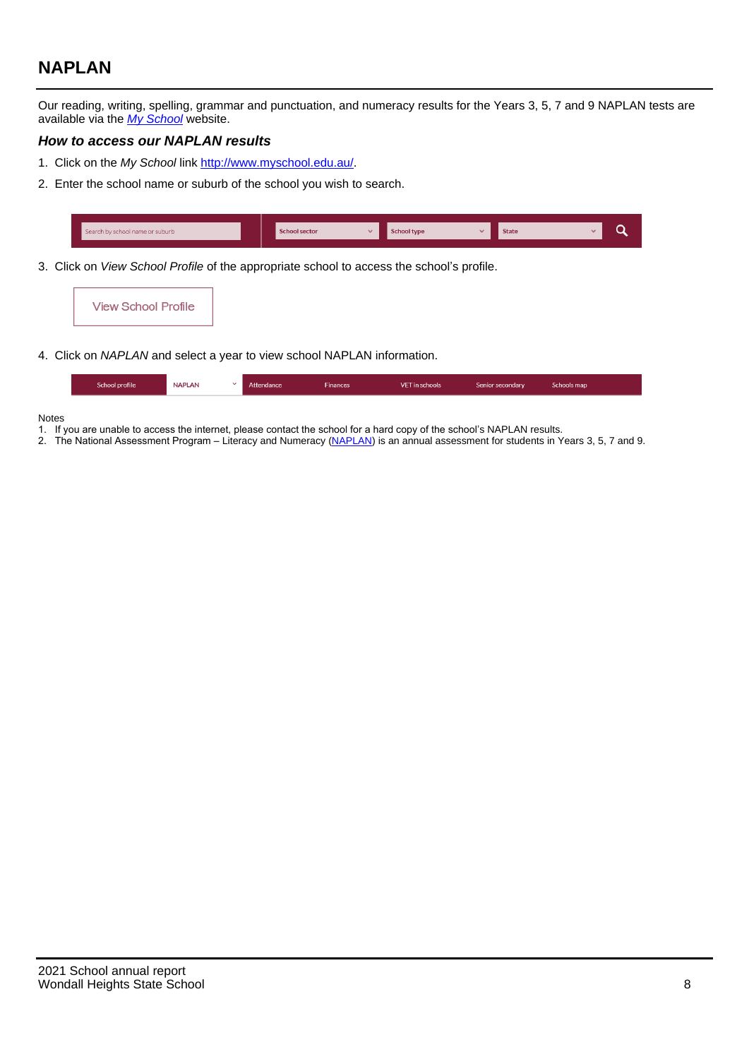## NAPLAN

Our reading, writing, spelling, grammar and punctuation, and numeracy results for the Years 3, 5, 7 and 9 NAPLAN tests are available via the *My School* website.

### *How to access our NAPLAN results*

1. Click on the *My School* link http://www.myschool.edu.au/.
2. Enter the school name or suburb of the school you wish to search.

Search by school name or suburb | School sector | School type | State

3. Click on *View School Profile* of the appropriate school to access the school's profile.

View School Profile

4. Click on *NAPLAN* and select a year to view school NAPLAN information.

School profile | NAPLAN | Attendance | Finances | VET in schools | Senior secondary | Schools map

Notes
1. If you are unable to access the internet, please contact the school for a hard copy of the school's NAPLAN results.
2. The National Assessment Program – Literacy and Numeracy (NAPLAN) is an annual assessment for students in Years 3, 5, 7 and 9.